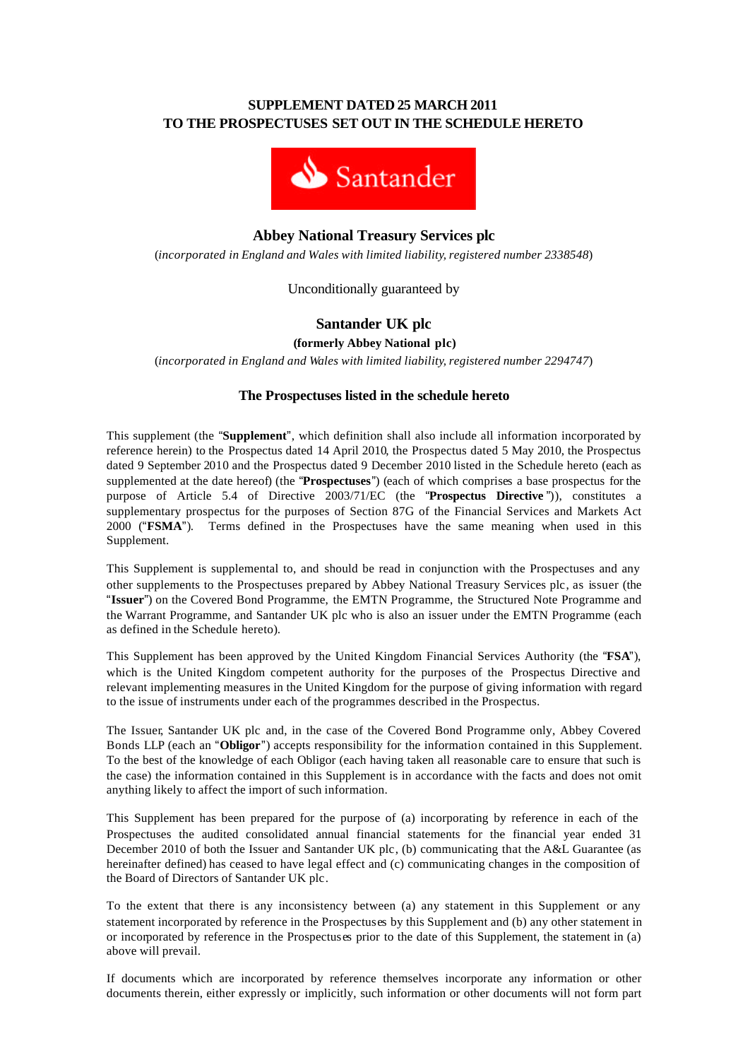**SUPPLEMENT DATED 25 MARCH 2011**
**TO THE PROSPECTUSES SET OUT IN THE SCHEDULE HERETO**

Santander

## Abbey National Treasury Services plc

(*incorporated in England and Wales with limited liability, registered number 2338548*)

Unconditionally guaranteed by

## Santander UK plc

**(formerly Abbey National plc)**

(*incorporated in England and Wales with limited liability, registered number 2294747*)

### The Prospectuses listed in the schedule hereto

This supplement (the "**Supplement**", which definition shall also include all information incorporated by reference herein) to the Prospectus dated 14 April 2010, the Prospectus dated 5 May 2010, the Prospectus dated 9 September 2010 and the Prospectus dated 9 December 2010 listed in the Schedule hereto (each as supplemented at the date hereof) (the "**Prospectuses**") (each of which comprises a base prospectus for the purpose of Article 5.4 of Directive 2003/71/EC (the "**Prospectus Directive**")), constitutes a supplementary prospectus for the purposes of Section 87G of the Financial Services and Markets Act 2000 ("**FSMA**"). Terms defined in the Prospectuses have the same meaning when used in this Supplement.

This Supplement is supplemental to, and should be read in conjunction with the Prospectuses and any other supplements to the Prospectuses prepared by Abbey National Treasury Services plc, as issuer (the "**Issuer**") on the Covered Bond Programme, the EMTN Programme, the Structured Note Programme and the Warrant Programme, and Santander UK plc who is also an issuer under the EMTN Programme (each as defined in the Schedule hereto).

This Supplement has been approved by the United Kingdom Financial Services Authority (the "**FSA**"), which is the United Kingdom competent authority for the purposes of the Prospectus Directive and relevant implementing measures in the United Kingdom for the purpose of giving information with regard to the issue of instruments under each of the programmes described in the Prospectus.

The Issuer, Santander UK plc and, in the case of the Covered Bond Programme only, Abbey Covered Bonds LLP (each an "**Obligor**") accepts responsibility for the information contained in this Supplement. To the best of the knowledge of each Obligor (each having taken all reasonable care to ensure that such is the case) the information contained in this Supplement is in accordance with the facts and does not omit anything likely to affect the import of such information.

This Supplement has been prepared for the purpose of (a) incorporating by reference in each of the Prospectuses the audited consolidated annual financial statements for the financial year ended 31 December 2010 of both the Issuer and Santander UK plc, (b) communicating that the A&L Guarantee (as hereinafter defined) has ceased to have legal effect and (c) communicating changes in the composition of the Board of Directors of Santander UK plc.

To the extent that there is any inconsistency between (a) any statement in this Supplement or any statement incorporated by reference in the Prospectuses by this Supplement and (b) any other statement in or incorporated by reference in the Prospectuses prior to the date of this Supplement, the statement in (a) above will prevail.

If documents which are incorporated by reference themselves incorporate any information or other documents therein, either expressly or implicitly, such information or other documents will not form part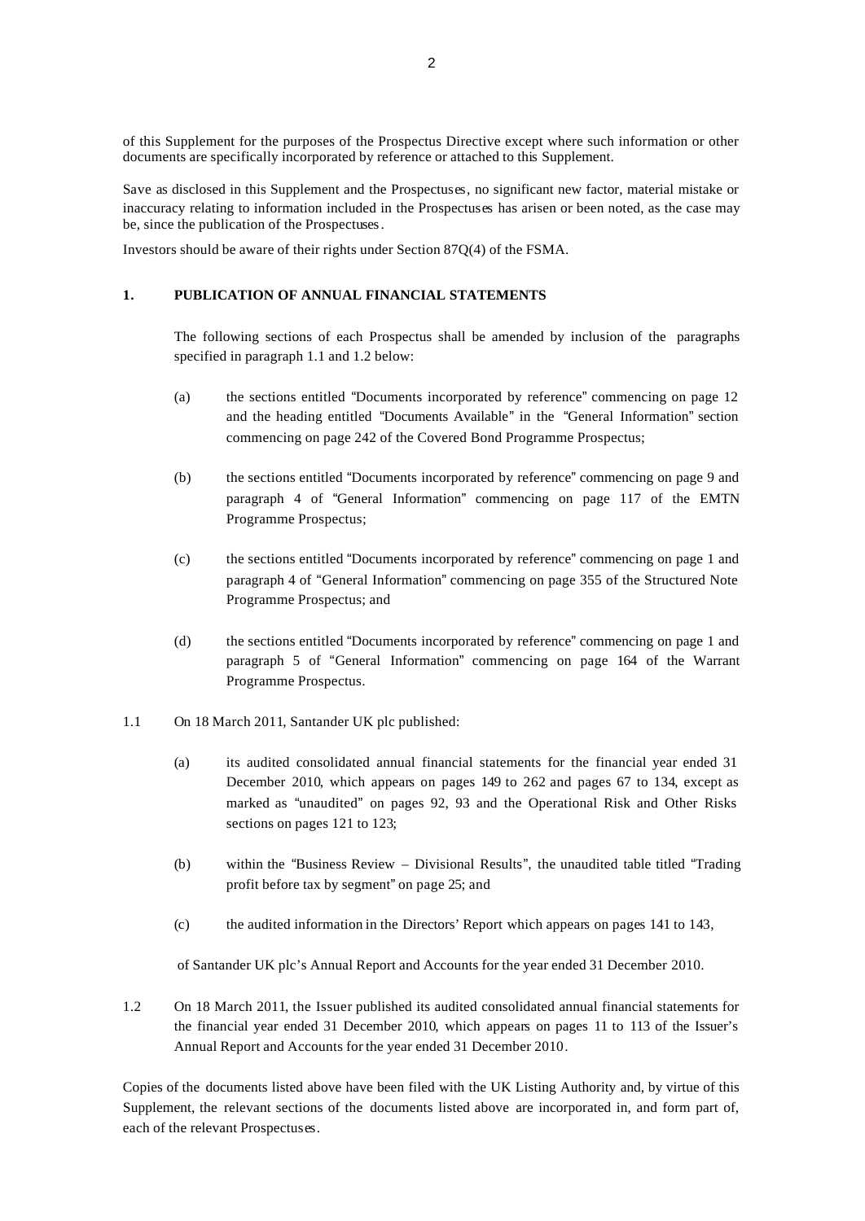of this Supplement for the purposes of the Prospectus Directive except where such information or other documents are specifically incorporated by reference or attached to this Supplement.

Save as disclosed in this Supplement and the Prospectuses, no significant new factor, material mistake or inaccuracy relating to information included in the Prospectuses has arisen or been noted, as the case may be, since the publication of the Prospectuses.

Investors should be aware of their rights under Section 87Q(4) of the FSMA.

## 1. PUBLICATION OF ANNUAL FINANCIAL STATEMENTS

The following sections of each Prospectus shall be amended by inclusion of the paragraphs specified in paragraph 1.1 and 1.2 below:

(a) the sections entitled "Documents incorporated by reference" commencing on page 12 and the heading entitled "Documents Available" in the "General Information" section commencing on page 242 of the Covered Bond Programme Prospectus;

(b) the sections entitled "Documents incorporated by reference" commencing on page 9 and paragraph 4 of "General Information" commencing on page 117 of the EMTN Programme Prospectus;

(c) the sections entitled "Documents incorporated by reference" commencing on page 1 and paragraph 4 of "General Information" commencing on page 355 of the Structured Note Programme Prospectus; and

(d) the sections entitled "Documents incorporated by reference" commencing on page 1 and paragraph 5 of "General Information" commencing on page 164 of the Warrant Programme Prospectus.

1.1 On 18 March 2011, Santander UK plc published:

(a) its audited consolidated annual financial statements for the financial year ended 31 December 2010, which appears on pages 149 to 262 and pages 67 to 134, except as marked as "unaudited" on pages 92, 93 and the Operational Risk and Other Risks sections on pages 121 to 123;

(b) within the "Business Review – Divisional Results", the unaudited table titled "Trading profit before tax by segment" on page 25; and

(c) the audited information in the Directors' Report which appears on pages 141 to 143,

of Santander UK plc's Annual Report and Accounts for the year ended 31 December 2010.

1.2 On 18 March 2011, the Issuer published its audited consolidated annual financial statements for the financial year ended 31 December 2010, which appears on pages 11 to 113 of the Issuer's Annual Report and Accounts for the year ended 31 December 2010.

Copies of the documents listed above have been filed with the UK Listing Authority and, by virtue of this Supplement, the relevant sections of the documents listed above are incorporated in, and form part of, each of the relevant Prospectuses.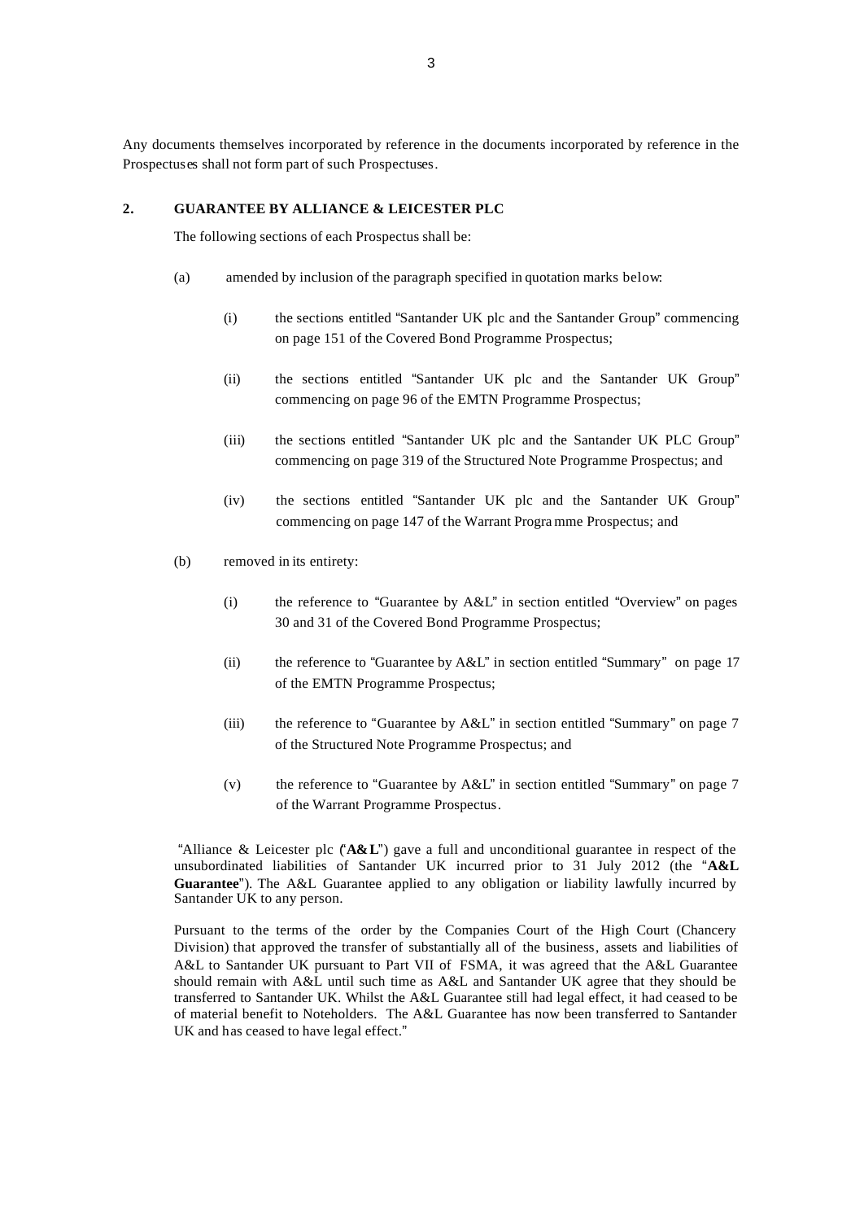Any documents themselves incorporated by reference in the documents incorporated by reference in the Prospectuses shall not form part of such Prospectuses.

## 2. GUARANTEE BY ALLIANCE & LEICESTER PLC

The following sections of each Prospectus shall be:

(a) amended by inclusion of the paragraph specified in quotation marks below:

   (i) the sections entitled "Santander UK plc and the Santander Group" commencing on page 151 of the Covered Bond Programme Prospectus;

   (ii) the sections entitled "Santander UK plc and the Santander UK Group" commencing on page 96 of the EMTN Programme Prospectus;

   (iii) the sections entitled "Santander UK plc and the Santander UK PLC Group" commencing on page 319 of the Structured Note Programme Prospectus; and

   (iv) the sections entitled "Santander UK plc and the Santander UK Group" commencing on page 147 of the Warrant Programme Prospectus; and

(b) removed in its entirety:

   (i) the reference to "Guarantee by A&L" in section entitled "Overview" on pages 30 and 31 of the Covered Bond Programme Prospectus;

   (ii) the reference to "Guarantee by A&L" in section entitled "Summary" on page 17 of the EMTN Programme Prospectus;

   (iii) the reference to "Guarantee by A&L" in section entitled "Summary" on page 7 of the Structured Note Programme Prospectus; and

   (v) the reference to "Guarantee by A&L" in section entitled "Summary" on page 7 of the Warrant Programme Prospectus.

"Alliance & Leicester plc ("**A&L**") gave a full and unconditional guarantee in respect of the unsubordinated liabilities of Santander UK incurred prior to 31 July 2012 (the "**A&L Guarantee**"). The A&L Guarantee applied to any obligation or liability lawfully incurred by Santander UK to any person.

Pursuant to the terms of the order by the Companies Court of the High Court (Chancery Division) that approved the transfer of substantially all of the business, assets and liabilities of A&L to Santander UK pursuant to Part VII of FSMA, it was agreed that the A&L Guarantee should remain with A&L until such time as A&L and Santander UK agree that they should be transferred to Santander UK. Whilst the A&L Guarantee still had legal effect, it had ceased to be of material benefit to Noteholders. The A&L Guarantee has now been transferred to Santander UK and has ceased to have legal effect."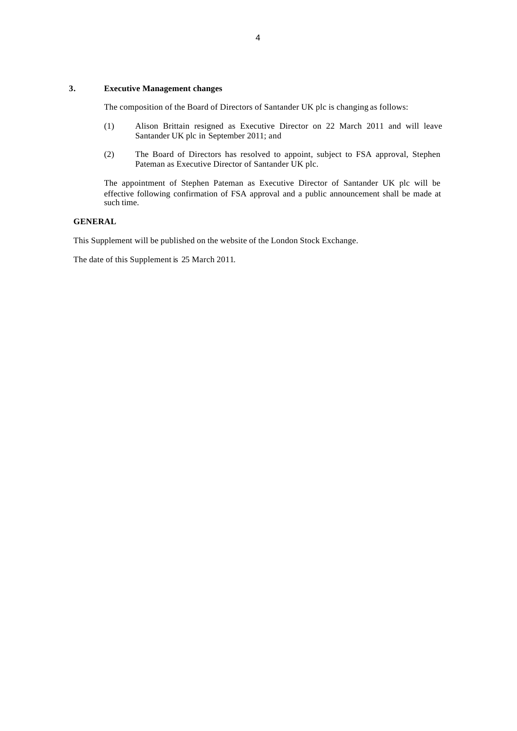## 3. Executive Management changes

The composition of the Board of Directors of Santander UK plc is changing as follows:

(1) Alison Brittain resigned as Executive Director on 22 March 2011 and will leave Santander UK plc in September 2011; and

(2) The Board of Directors has resolved to appoint, subject to FSA approval, Stephen Pateman as Executive Director of Santander UK plc.

The appointment of Stephen Pateman as Executive Director of Santander UK plc will be effective following confirmation of FSA approval and a public announcement shall be made at such time.

## GENERAL

This Supplement will be published on the website of the London Stock Exchange.

The date of this Supplement is 25 March 2011.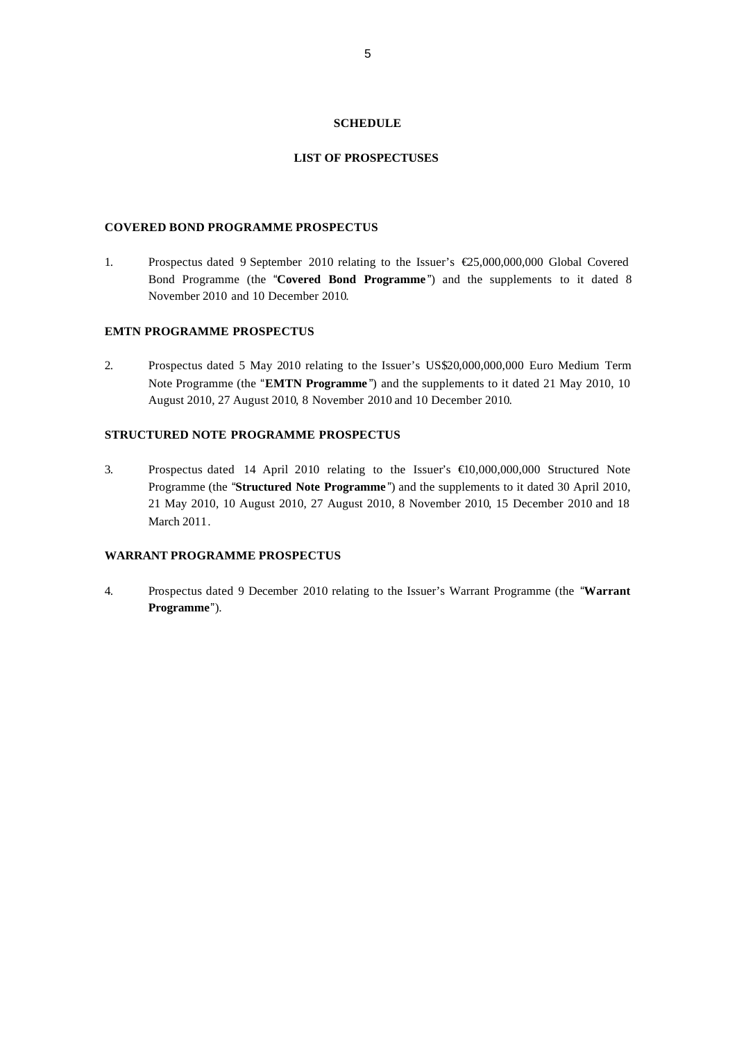# SCHEDULE

## LIST OF PROSPECTUSES

### COVERED BOND PROGRAMME PROSPECTUS

1. Prospectus dated 9 September 2010 relating to the Issuer's €25,000,000,000 Global Covered Bond Programme (the "**Covered Bond Programme**") and the supplements to it dated 8 November 2010 and 10 December 2010.

### EMTN PROGRAMME PROSPECTUS

2. Prospectus dated 5 May 2010 relating to the Issuer's US$20,000,000,000 Euro Medium Term Note Programme (the "**EMTN Programme**") and the supplements to it dated 21 May 2010, 10 August 2010, 27 August 2010, 8 November 2010 and 10 December 2010.

### STRUCTURED NOTE PROGRAMME PROSPECTUS

3. Prospectus dated 14 April 2010 relating to the Issuer's €10,000,000,000 Structured Note Programme (the "**Structured Note Programme**") and the supplements to it dated 30 April 2010, 21 May 2010, 10 August 2010, 27 August 2010, 8 November 2010, 15 December 2010 and 18 March 2011.

### WARRANT PROGRAMME PROSPECTUS

4. Prospectus dated 9 December 2010 relating to the Issuer's Warrant Programme (the "**Warrant Programme**").